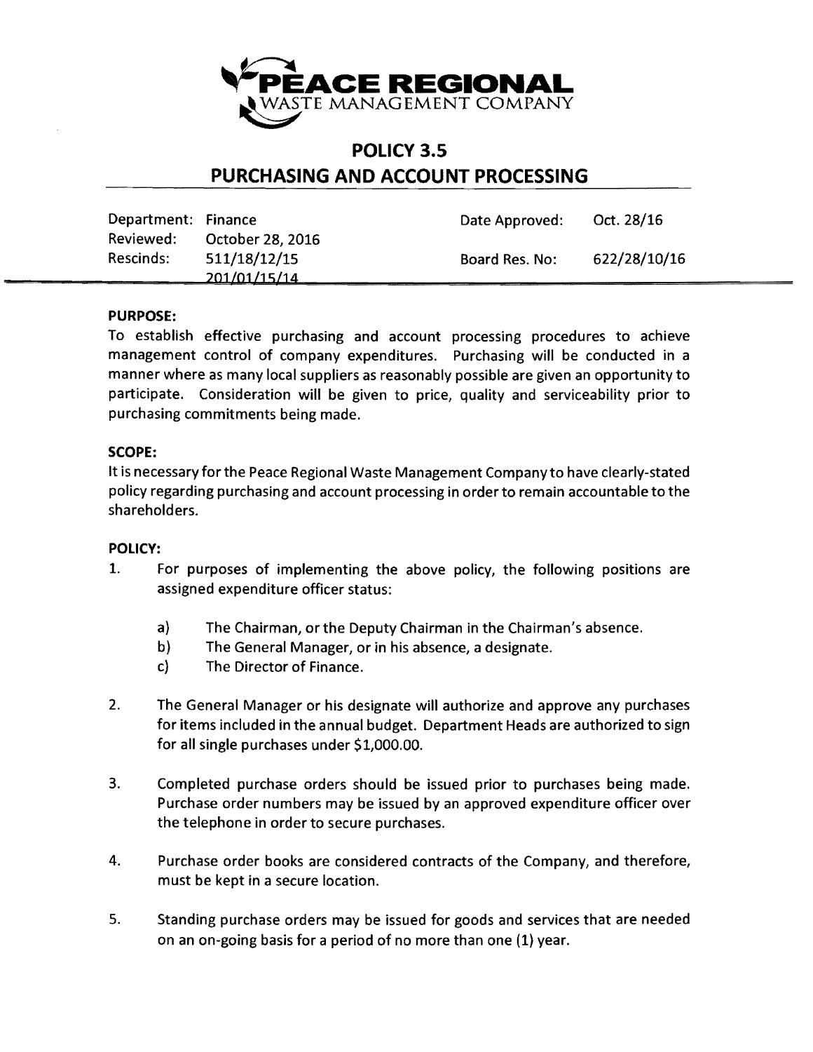# PEACE REGIONAL
WASTE MANAGEMENT COMPANY

## POLICY 3.5
## PURCHASING AND ACCOUNT PROCESSING

| | | | |
|---|---|---|---|
| Department: | Finance | Date Approved: | Oct. 28/16 |
| Reviewed: | October 28, 2016 | | |
| Rescinds: | 511/18/12/15<br>201/01/15/14 | Board Res. No: | 622/28/10/16 |

**PURPOSE:**

To establish effective purchasing and account processing procedures to achieve management control of company expenditures. Purchasing will be conducted in a manner where as many local suppliers as reasonably possible are given an opportunity to participate. Consideration will be given to price, quality and serviceability prior to purchasing commitments being made.

**SCOPE:**

It is necessary for the Peace Regional Waste Management Company to have clearly-stated policy regarding purchasing and account processing in order to remain accountable to the shareholders.

**POLICY:**

1. For purposes of implementing the above policy, the following positions are assigned expenditure officer status:

   a) The Chairman, or the Deputy Chairman in the Chairman's absence.
   
   b) The General Manager, or in his absence, a designate.
   
   c) The Director of Finance.

2. The General Manager or his designate will authorize and approve any purchases for items included in the annual budget. Department Heads are authorized to sign for all single purchases under $1,000.00.

3. Completed purchase orders should be issued prior to purchases being made. Purchase order numbers may be issued by an approved expenditure officer over the telephone in order to secure purchases.

4. Purchase order books are considered contracts of the Company, and therefore, must be kept in a secure location.

5. Standing purchase orders may be issued for goods and services that are needed on an on-going basis for a period of no more than one (1) year.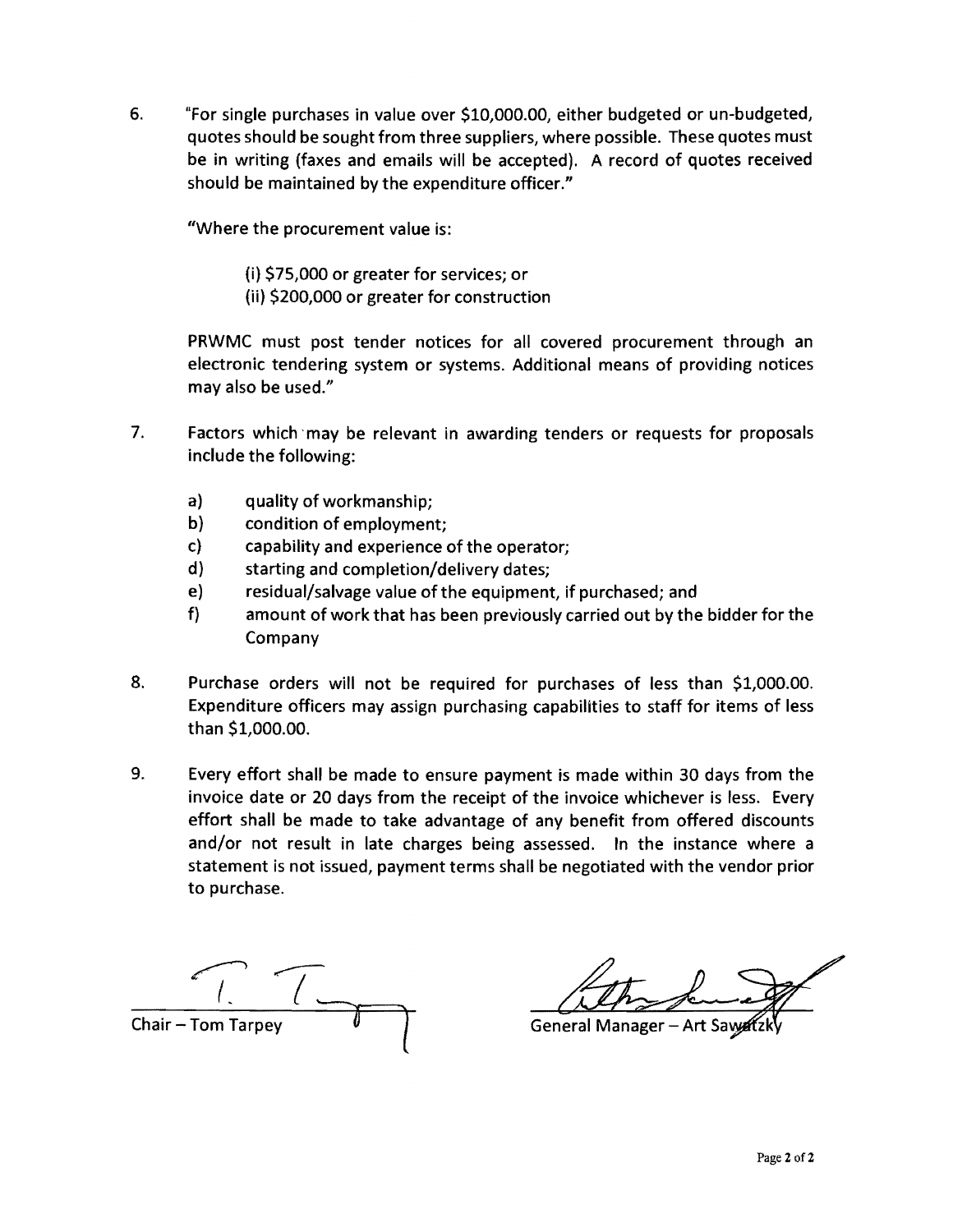6. "For single purchases in value over $10,000.00, either budgeted or un-budgeted, quotes should be sought from three suppliers, where possible. These quotes must be in writing (faxes and emails will be accepted). A record of quotes received should be maintained by the expenditure officer."

   "Where the procurement value is:

   (i) $75,000 or greater for services; or
   (ii) $200,000 or greater for construction

   PRWMC must post tender notices for all covered procurement through an electronic tendering system or systems. Additional means of providing notices may also be used."

7. Factors which may be relevant in awarding tenders or requests for proposals include the following:

   a) quality of workmanship;
   b) condition of employment;
   c) capability and experience of the operator;
   d) starting and completion/delivery dates;
   e) residual/salvage value of the equipment, if purchased; and
   f) amount of work that has been previously carried out by the bidder for the Company

8. Purchase orders will not be required for purchases of less than $1,000.00. Expenditure officers may assign purchasing capabilities to staff for items of less than $1,000.00.

9. Every effort shall be made to ensure payment is made within 30 days from the invoice date or 20 days from the receipt of the invoice whichever is less. Every effort shall be made to take advantage of any benefit from offered discounts and/or not result in late charges being assessed. In the instance where a statement is not issued, payment terms shall be negotiated with the vendor prior to purchase.

Chair – Tom Tarpey

General Manager – Art Sawatzky